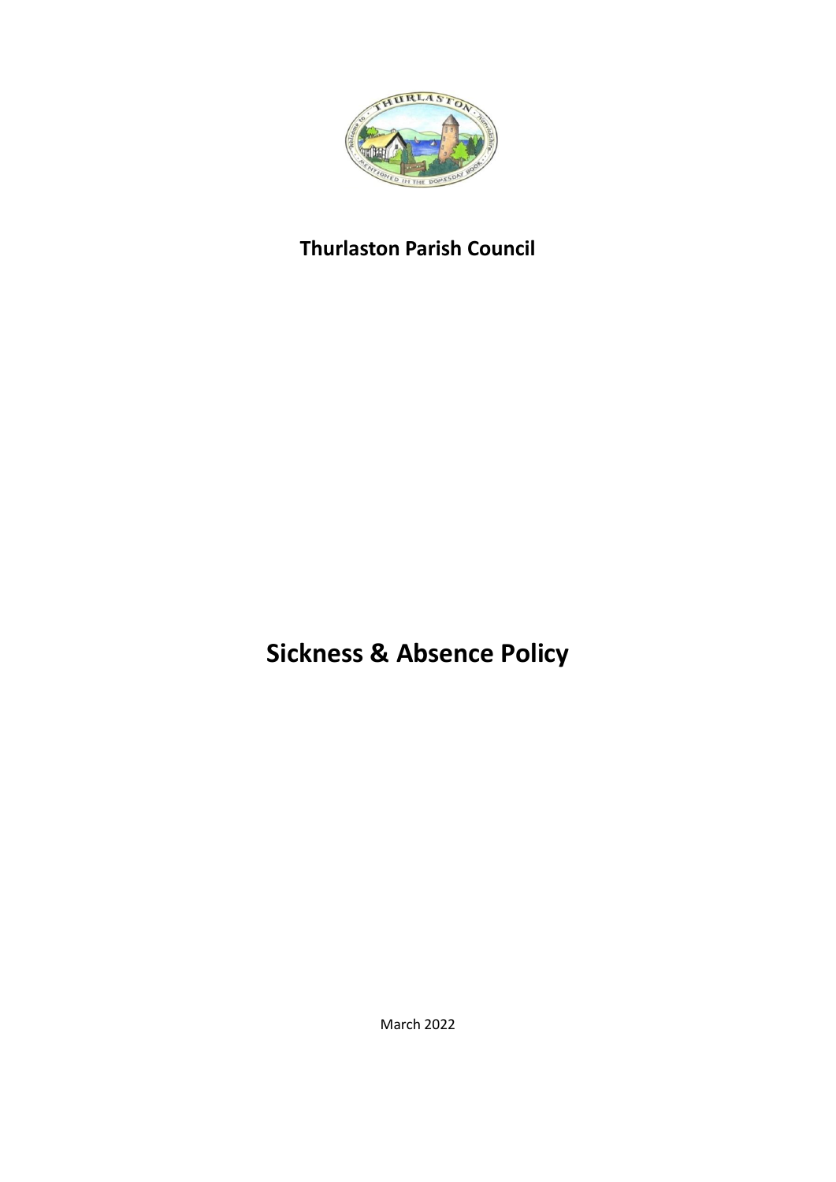**Thurlaston Parish Council**

# Sickness & Absence Policy

March 2022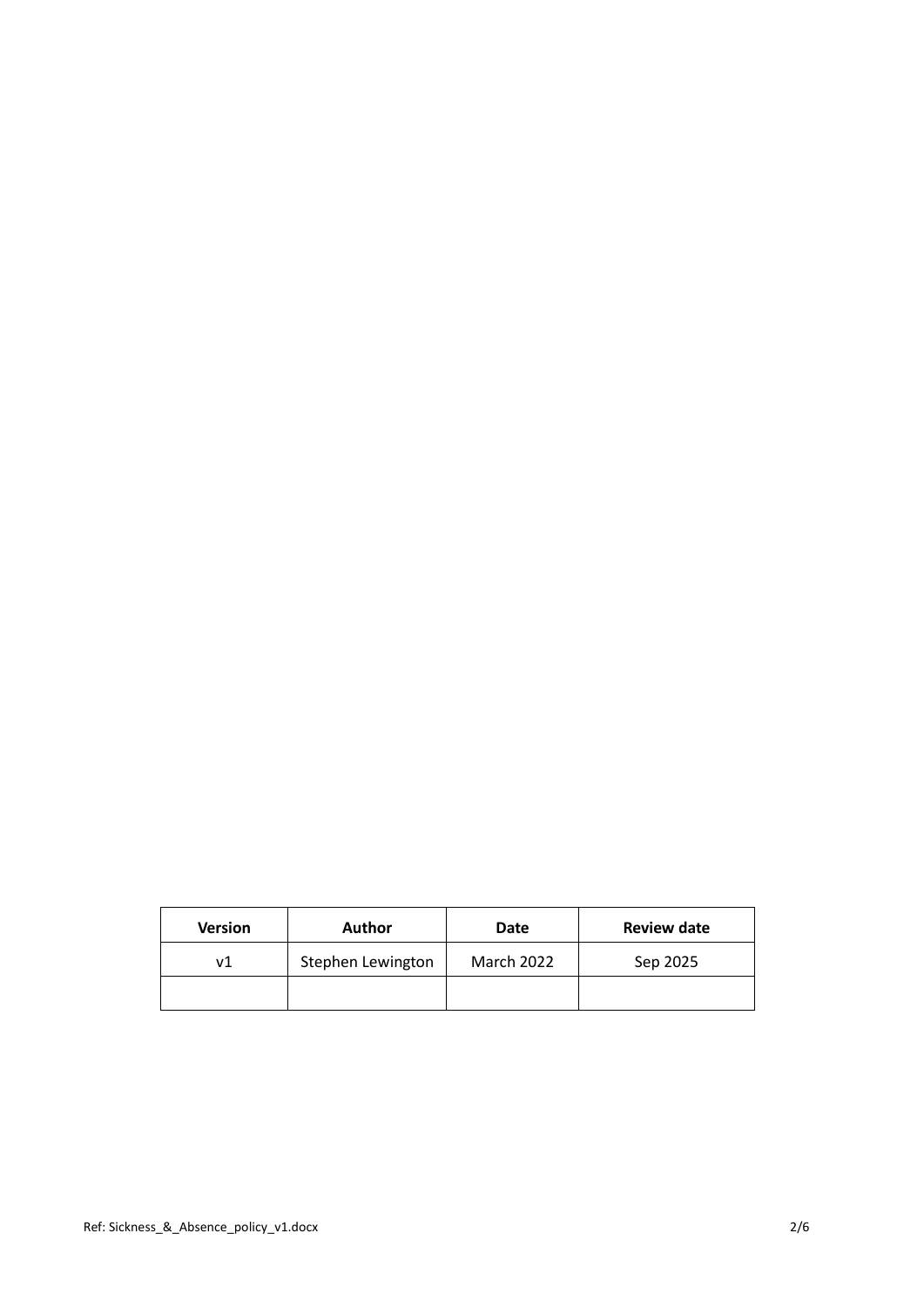| Version | Author | Date | Review date |
| --- | --- | --- | --- |
| v1 | Stephen Lewington | March 2022 | Sep 2025 |
| | | | |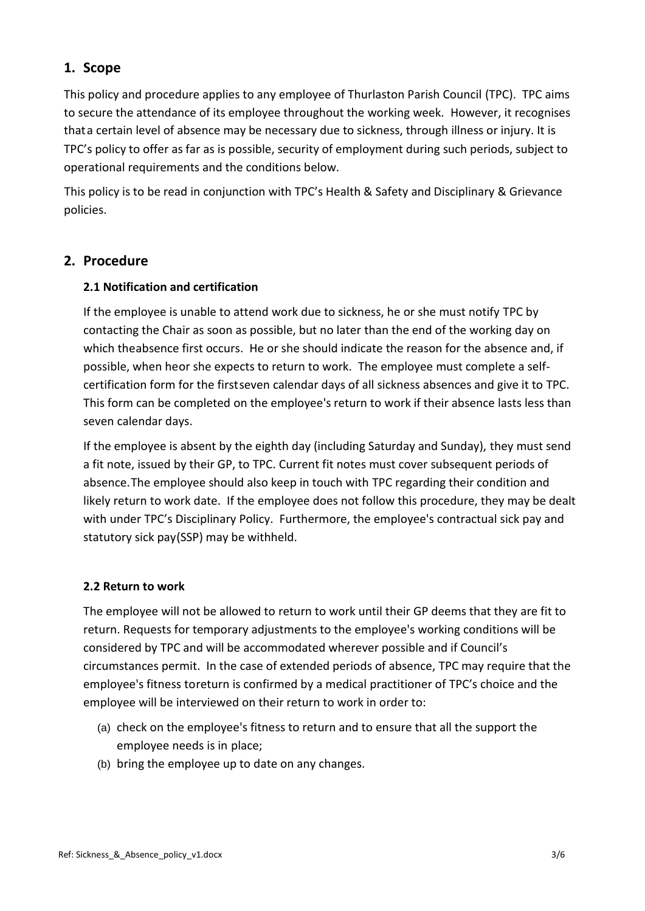## 1. Scope

This policy and procedure applies to any employee of Thurlaston Parish Council (TPC). TPC aims to secure the attendance of its employee throughout the working week. However, it recognises that a certain level of absence may be necessary due to sickness, through illness or injury. It is TPC's policy to offer as far as is possible, security of employment during such periods, subject to operational requirements and the conditions below.

This policy is to be read in conjunction with TPC's Health & Safety and Disciplinary & Grievance policies.

## 2. Procedure

### 2.1 Notification and certification

If the employee is unable to attend work due to sickness, he or she must notify TPC by contacting the Chair as soon as possible, but no later than the end of the working day on which the absence first occurs. He or she should indicate the reason for the absence and, if possible, when he or she expects to return to work. The employee must complete a self-certification form for the first seven calendar days of all sickness absences and give it to TPC. This form can be completed on the employee's return to work if their absence lasts less than seven calendar days.

If the employee is absent by the eighth day (including Saturday and Sunday), they must send a fit note, issued by their GP, to TPC. Current fit notes must cover subsequent periods of absence. The employee should also keep in touch with TPC regarding their condition and likely return to work date. If the employee does not follow this procedure, they may be dealt with under TPC's Disciplinary Policy. Furthermore, the employee's contractual sick pay and statutory sick pay (SSP) may be withheld.

### 2.2 Return to work

The employee will not be allowed to return to work until their GP deems that they are fit to return. Requests for temporary adjustments to the employee's working conditions will be considered by TPC and will be accommodated wherever possible and if Council's circumstances permit. In the case of extended periods of absence, TPC may require that the employee's fitness to return is confirmed by a medical practitioner of TPC's choice and the employee will be interviewed on their return to work in order to:

(a) check on the employee's fitness to return and to ensure that all the support the employee needs is in place;

(b) bring the employee up to date on any changes.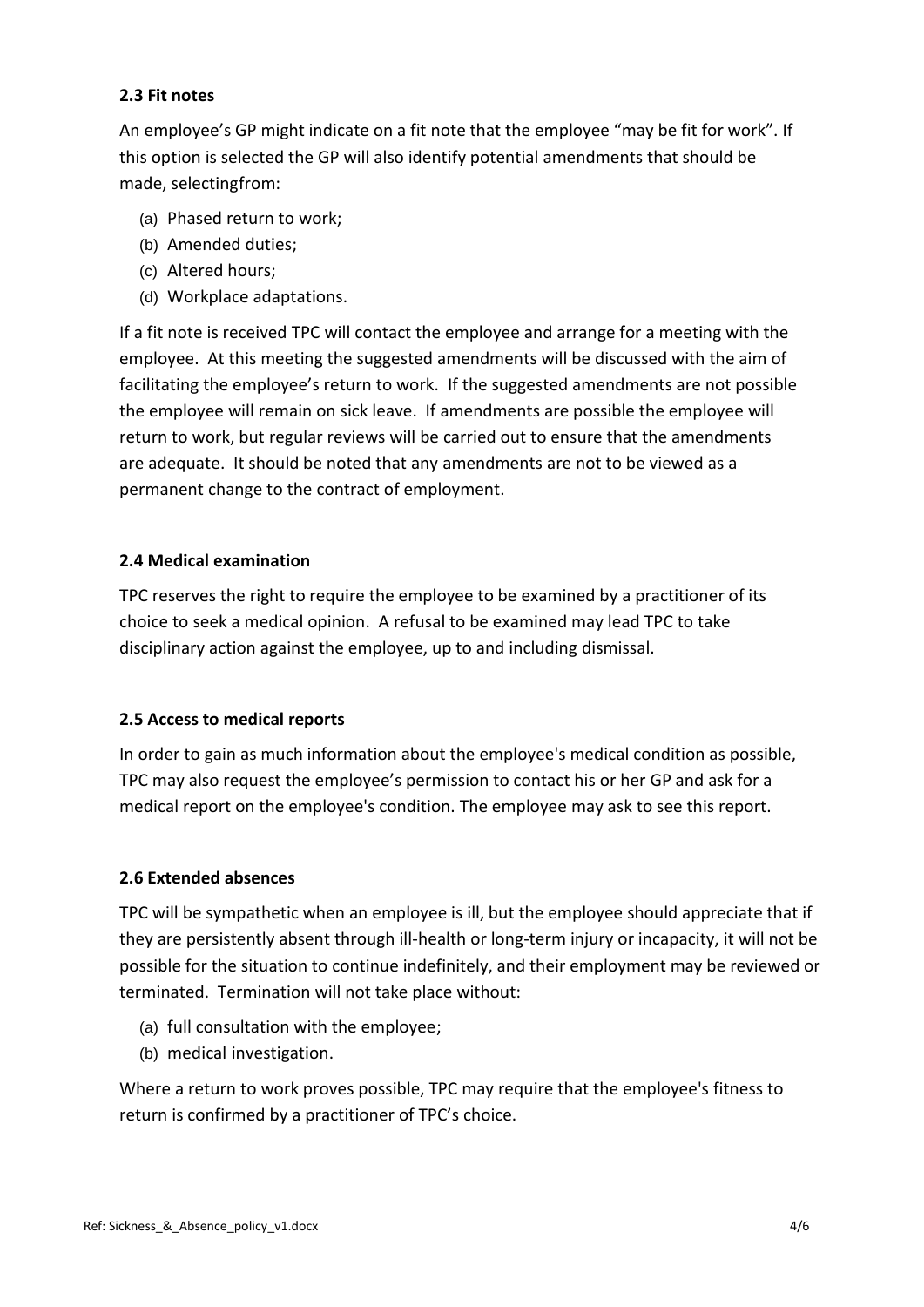### 2.3 Fit notes

An employee's GP might indicate on a fit note that the employee "may be fit for work". If this option is selected the GP will also identify potential amendments that should be made, selectingfrom:

(a) Phased return to work;
(b) Amended duties;
(c) Altered hours;
(d) Workplace adaptations.

If a fit note is received TPC will contact the employee and arrange for a meeting with the employee. At this meeting the suggested amendments will be discussed with the aim of facilitating the employee's return to work. If the suggested amendments are not possible the employee will remain on sick leave. If amendments are possible the employee will return to work, but regular reviews will be carried out to ensure that the amendments are adequate. It should be noted that any amendments are not to be viewed as a permanent change to the contract of employment.

### 2.4 Medical examination

TPC reserves the right to require the employee to be examined by a practitioner of its choice to seek a medical opinion. A refusal to be examined may lead TPC to take disciplinary action against the employee, up to and including dismissal.

### 2.5 Access to medical reports

In order to gain as much information about the employee's medical condition as possible, TPC may also request the employee's permission to contact his or her GP and ask for a medical report on the employee's condition. The employee may ask to see this report.

### 2.6 Extended absences

TPC will be sympathetic when an employee is ill, but the employee should appreciate that if they are persistently absent through ill-health or long-term injury or incapacity, it will not be possible for the situation to continue indefinitely, and their employment may be reviewed or terminated. Termination will not take place without:

(a) full consultation with the employee;
(b) medical investigation.

Where a return to work proves possible, TPC may require that the employee's fitness to return is confirmed by a practitioner of TPC's choice.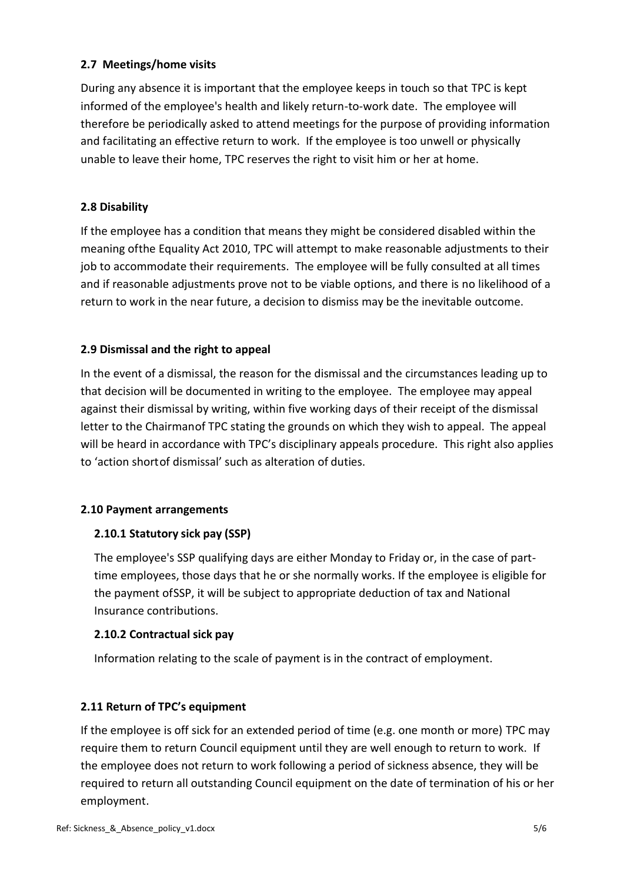### 2.7 Meetings/home visits

During any absence it is important that the employee keeps in touch so that TPC is kept informed of the employee's health and likely return-to-work date. The employee will therefore be periodically asked to attend meetings for the purpose of providing information and facilitating an effective return to work. If the employee is too unwell or physically unable to leave their home, TPC reserves the right to visit him or her at home.

### 2.8 Disability

If the employee has a condition that means they might be considered disabled within the meaning ofthe Equality Act 2010, TPC will attempt to make reasonable adjustments to their job to accommodate their requirements. The employee will be fully consulted at all times and if reasonable adjustments prove not to be viable options, and there is no likelihood of a return to work in the near future, a decision to dismiss may be the inevitable outcome.

### 2.9 Dismissal and the right to appeal

In the event of a dismissal, the reason for the dismissal and the circumstances leading up to that decision will be documented in writing to the employee. The employee may appeal against their dismissal by writing, within five working days of their receipt of the dismissal letter to the Chairmanof TPC stating the grounds on which they wish to appeal. The appeal will be heard in accordance with TPC's disciplinary appeals procedure. This right also applies to 'action shortof dismissal' such as alteration of duties.

### 2.10 Payment arrangements

#### 2.10.1 Statutory sick pay (SSP)

The employee's SSP qualifying days are either Monday to Friday or, in the case of part-time employees, those days that he or she normally works. If the employee is eligible for the payment ofSSP, it will be subject to appropriate deduction of tax and National Insurance contributions.

#### 2.10.2 Contractual sick pay

Information relating to the scale of payment is in the contract of employment.

### 2.11 Return of TPC's equipment

If the employee is off sick for an extended period of time (e.g. one month or more) TPC may require them to return Council equipment until they are well enough to return to work. If the employee does not return to work following a period of sickness absence, they will be required to return all outstanding Council equipment on the date of termination of his or her employment.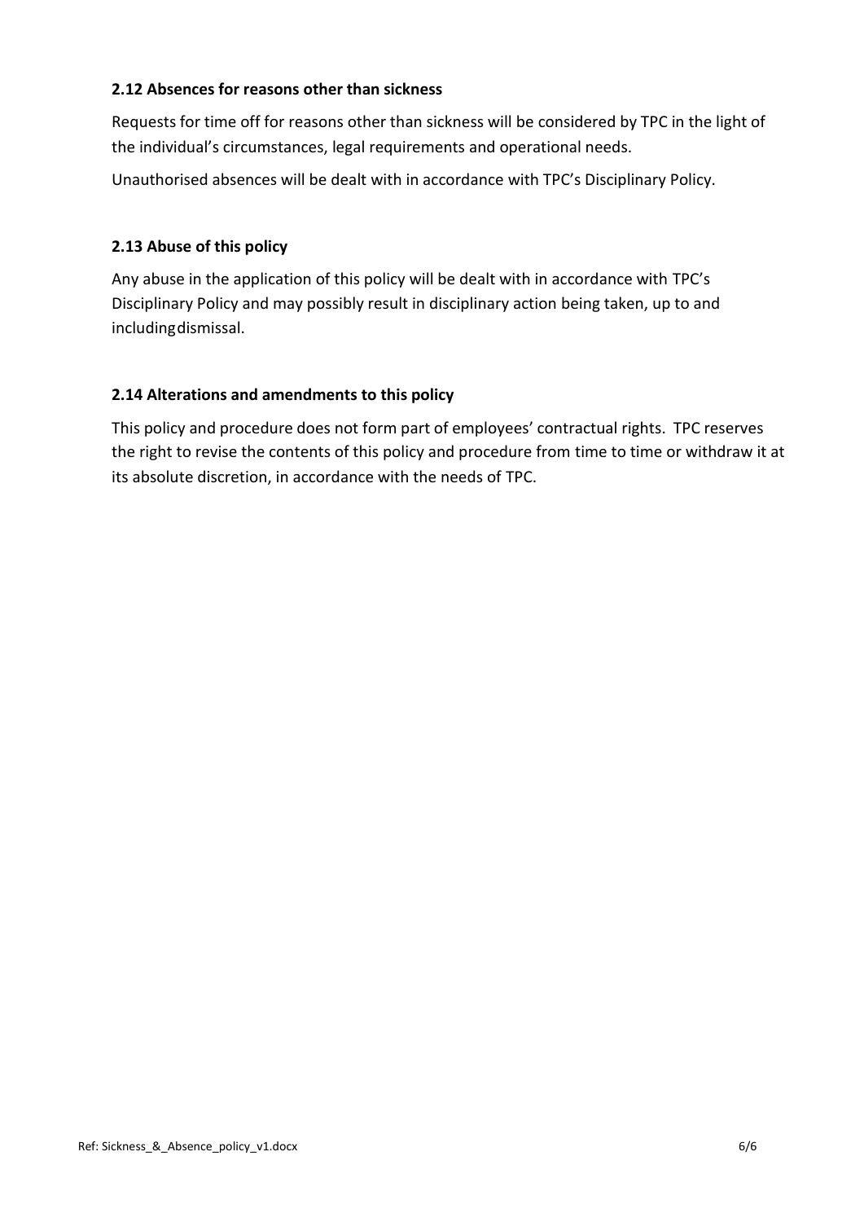### 2.12 Absences for reasons other than sickness

Requests for time off for reasons other than sickness will be considered by TPC in the light of the individual's circumstances, legal requirements and operational needs.

Unauthorised absences will be dealt with in accordance with TPC's Disciplinary Policy.

### 2.13 Abuse of this policy

Any abuse in the application of this policy will be dealt with in accordance with TPC's Disciplinary Policy and may possibly result in disciplinary action being taken, up to and includingdismissal.

### 2.14 Alterations and amendments to this policy

This policy and procedure does not form part of employees' contractual rights. TPC reserves the right to revise the contents of this policy and procedure from time to time or withdraw it at its absolute discretion, in accordance with the needs of TPC.